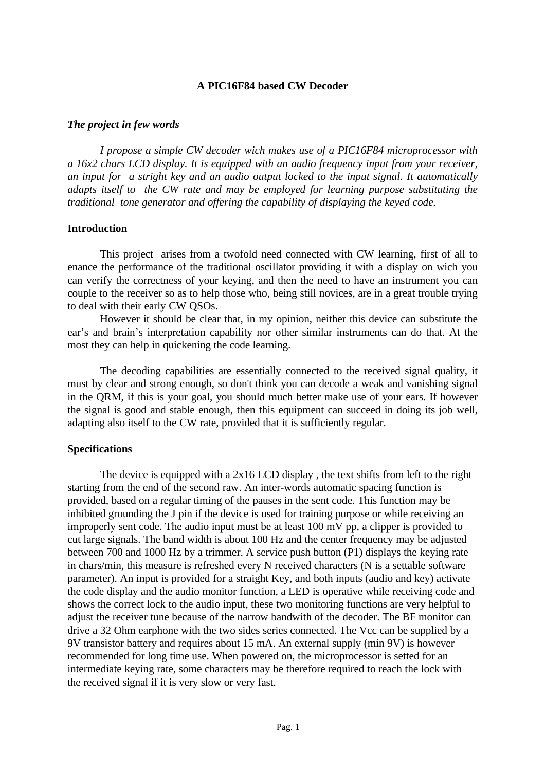# A PIC16F84 based CW Decoder

***The project in few words***

*I propose a simple CW decoder wich makes use of a PIC16F84 microprocessor with a 16x2 chars LCD display. It is equipped with an audio frequency input from your receiver, an input for a stright key and an audio output locked to the input signal. It automatically adapts itself to the CW rate and may be employed for learning purpose substituting the traditional tone generator and offering the capability of displaying the keyed code.*

## Introduction

This project arises from a twofold need connected with CW learning, first of all to enance the performance of the traditional oscillator providing it with a display on wich you can verify the correctness of your keying, and then the need to have an instrument you can couple to the receiver so as to help those who, being still novices, are in a great trouble trying to deal with their early CW QSOs.

However it should be clear that, in my opinion, neither this device can substitute the ear's and brain's interpretation capability nor other similar instruments can do that. At the most they can help in quickening the code learning.

The decoding capabilities are essentially connected to the received signal quality, it must by clear and strong enough, so don't think you can decode a weak and vanishing signal in the QRM, if this is your goal, you should much better make use of your ears. If however the signal is good and stable enough, then this equipment can succeed in doing its job well, adapting also itself to the CW rate, provided that it is sufficiently regular.

## Specifications

The device is equipped with a 2x16 LCD display , the text shifts from left to the right starting from the end of the second raw. An inter-words automatic spacing function is provided, based on a regular timing of the pauses in the sent code. This function may be inhibited grounding the J pin if the device is used for training purpose or while receiving an improperly sent code. The audio input must be at least 100 mV pp, a clipper is provided to cut large signals. The band width is about 100 Hz and the center frequency may be adjusted between 700 and 1000 Hz by a trimmer. A service push button (P1) displays the keying rate in chars/min, this measure is refreshed every N received characters (N is a settable software parameter). An input is provided for a straight Key, and both inputs (audio and key) activate the code display and the audio monitor function, a LED is operative while receiving code and shows the correct lock to the audio input, these two monitoring functions are very helpful to adjust the receiver tune because of the narrow bandwith of the decoder. The BF monitor can drive a 32 Ohm earphone with the two sides series connected. The Vcc can be supplied by a 9V transistor battery and requires about 15 mA. An external supply (min 9V) is however recommended for long time use. When powered on, the microprocessor is setted for an intermediate keying rate, some characters may be therefore required to reach the lock with the received signal if it is very slow or very fast.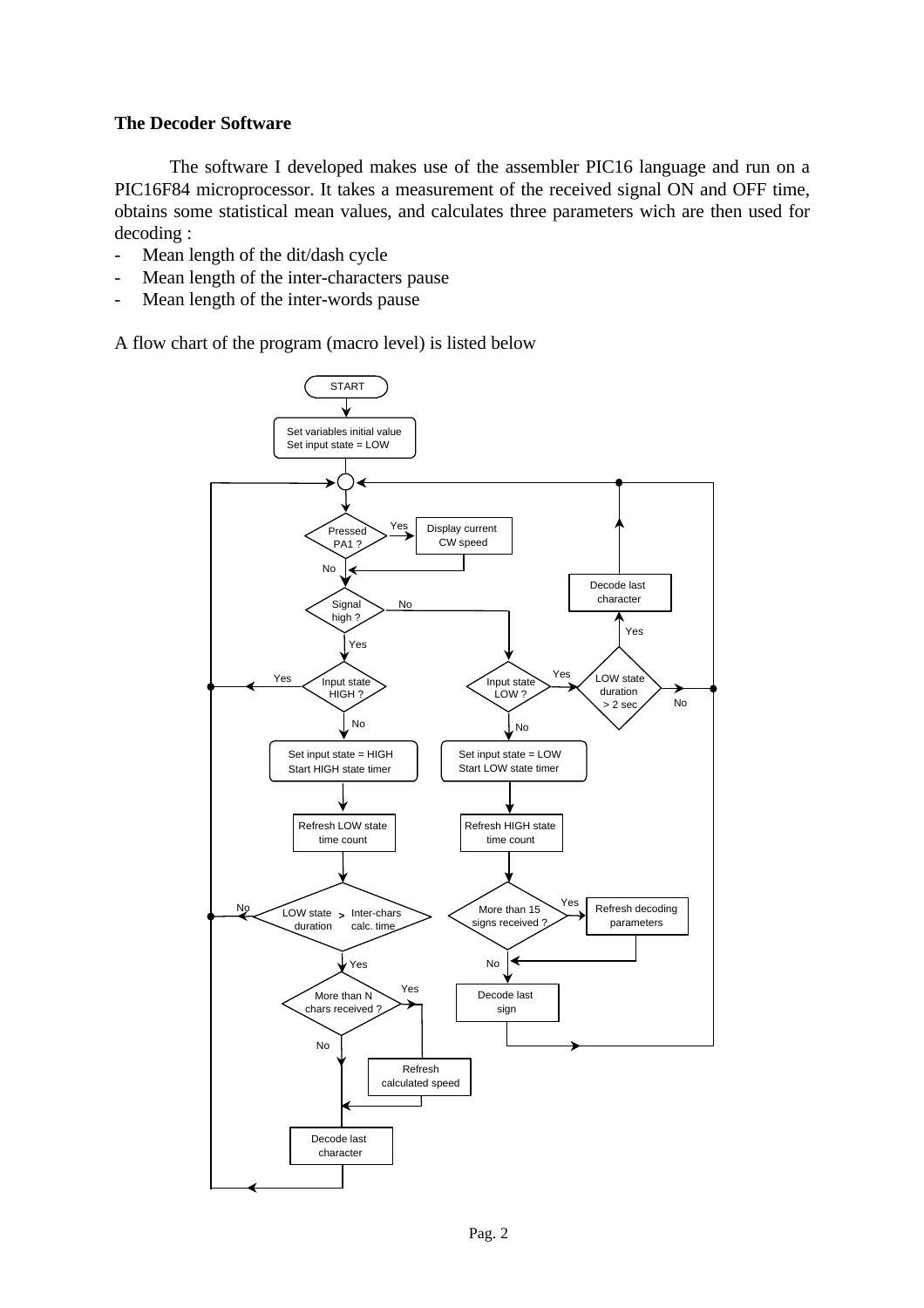**The Decoder Software**

The software I developed makes use of the assembler PIC16 language and run on a PIC16F84 microprocessor. It takes a measurement of the received signal ON and OFF time, obtains some statistical mean values, and calculates three parameters wich are then used for decoding :

- Mean length of the dit/dash cycle
- Mean length of the inter-characters pause
- Mean length of the inter-words pause

A flow chart of the program (macro level) is listed below

START

Set variables initial value
Set input state = LOW

Pressed PA1 ? — Yes → Display current CW speed

No

Signal high ? — No

Yes

Input state HIGH ? — Yes

No

Set input state = HIGH
Start HIGH state timer

Refresh LOW state time count

LOW state duration > Inter-chars calc. time — No

Yes

More than N chars received ? — Yes → Refresh calculated speed

No

Decode last character

Input state LOW ? — Yes → LOW state duration > 2 sec — Yes → Decode last character; No

No

Set input state = LOW
Start LOW state timer

Refresh HIGH state time count

More than 15 signs received ? — Yes → Refresh decoding parameters

No

Decode last sign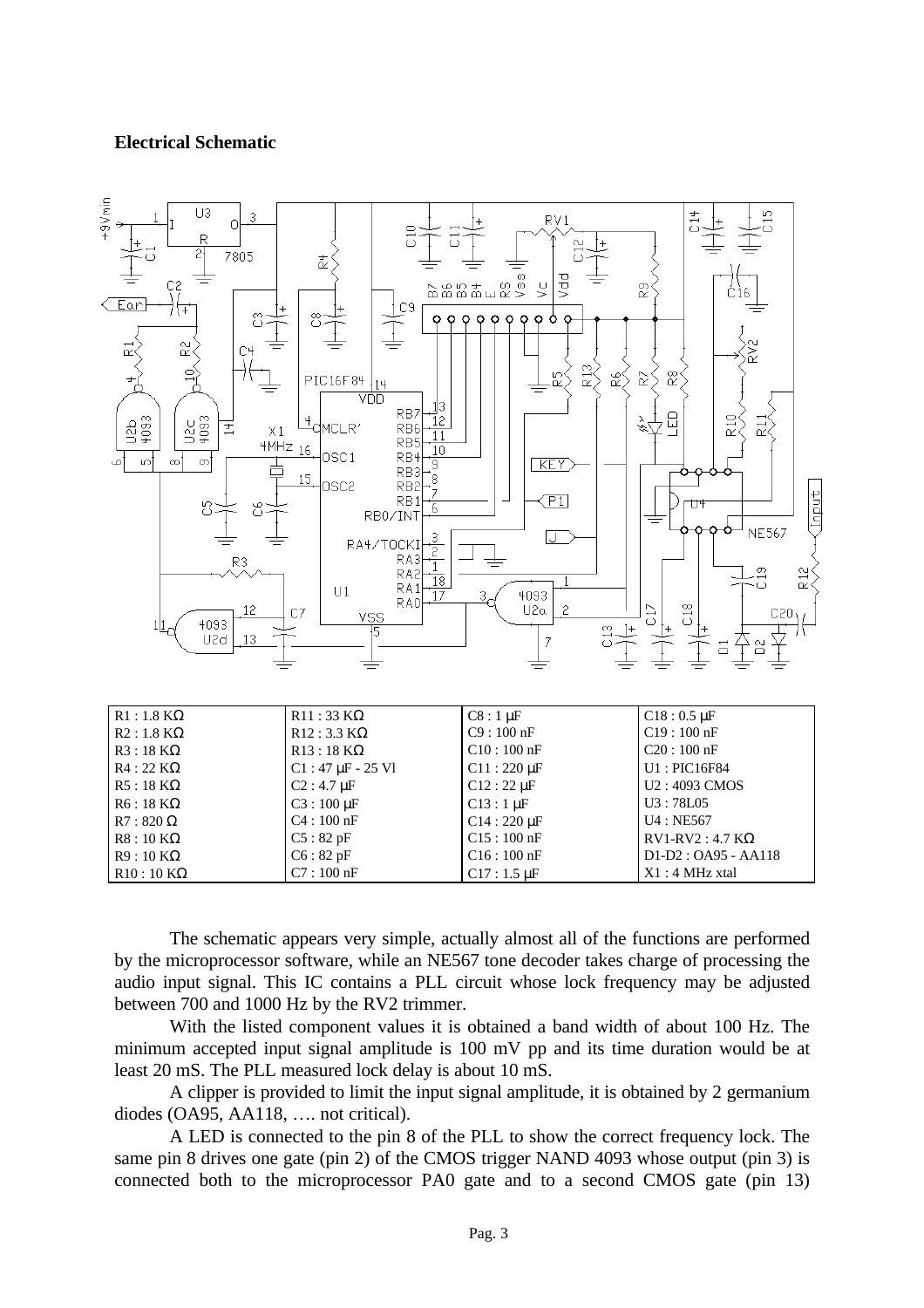**Electrical Schematic**

| | | | |
|---|---|---|---|
| R1 : 1.8 KΩ | R11 : 33 KΩ | C8 : 1 μF | C18 : 0.5 μF |
| R2 : 1.8 KΩ | R12 : 3.3 KΩ | C9 : 100 nF | C19 : 100 nF |
| R3 : 18 KΩ | R13 : 18 KΩ | C10 : 100 nF | C20 : 100 nF |
| R4 : 22 KΩ | C1 : 47 μF - 25 Vl | C11 : 220 μF | U1 : PIC16F84 |
| R5 : 18 KΩ | C2 : 4.7 μF | C12 : 22 μF | U2 : 4093 CMOS |
| R6 : 18 KΩ | C3 : 100 μF | C13 : 1 μF | U3 : 78L05 |
| R7 : 820 Ω | C4 : 100 nF | C14 : 220 μF | U4 : NE567 |
| R8 : 10 KΩ | C5 : 82 pF | C15 : 100 nF | RV1-RV2 : 4.7 KΩ |
| R9 : 10 KΩ | C6 : 82 pF | C16 : 100 nF | D1-D2 : OA95 - AA118 |
| R10 : 10 KΩ | C7 : 100 nF | C17 : 1.5 μF | X1 : 4 MHz xtal |

The schematic appears very simple, actually almost all of the functions are performed by the microprocessor software, while an NE567 tone decoder takes charge of processing the audio input signal. This IC contains a PLL circuit whose lock frequency may be adjusted between 700 and 1000 Hz by the RV2 trimmer.

With the listed component values it is obtained a band width of about 100 Hz. The minimum accepted input signal amplitude is 100 mV pp and its time duration would be at least 20 mS. The PLL measured lock delay is about 10 mS.

A clipper is provided to limit the input signal amplitude, it is obtained by 2 germanium diodes (OA95, AA118, …. not critical).

A LED is connected to the pin 8 of the PLL to show the correct frequency lock. The same pin 8 drives one gate (pin 2) of the CMOS trigger NAND 4093 whose output (pin 3) is connected both to the microprocessor PA0 gate and to a second CMOS gate (pin 13)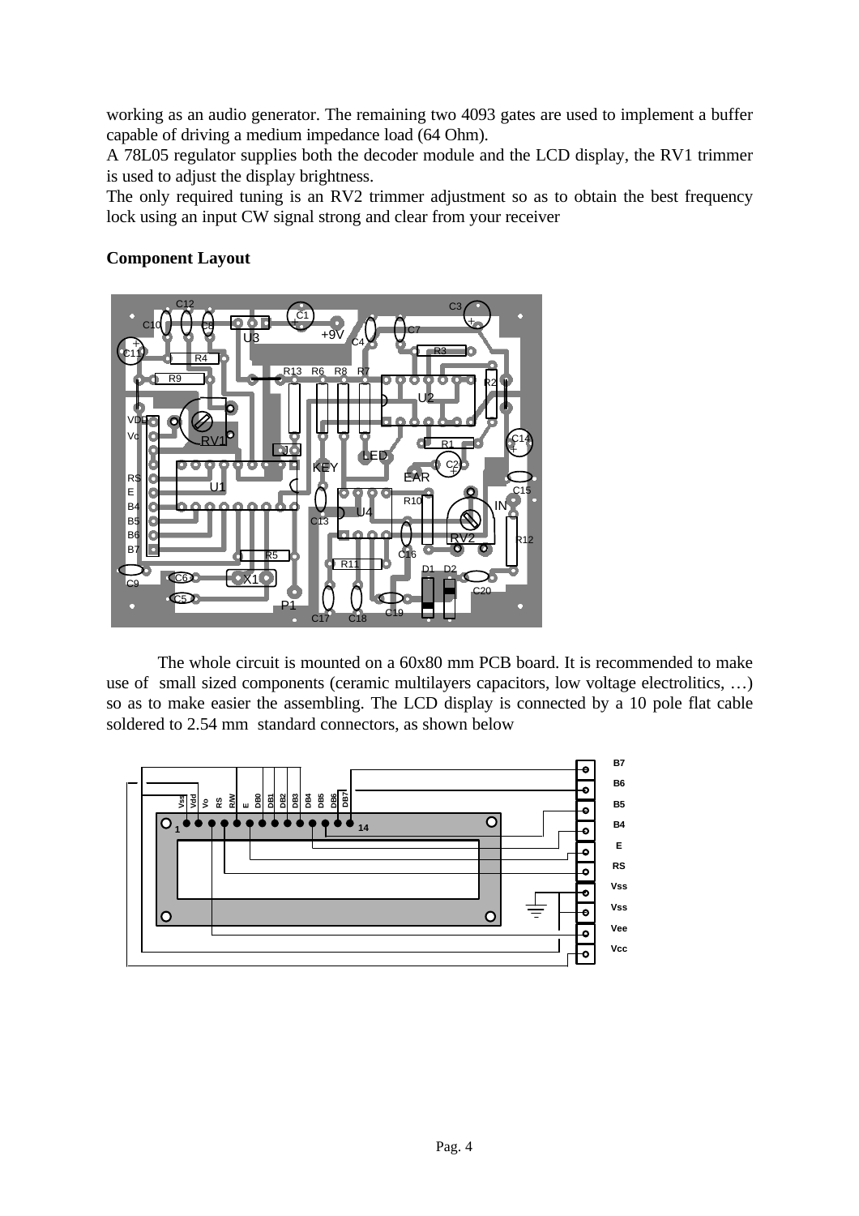working as an audio generator. The remaining two 4093 gates are used to implement a buffer capable of driving a medium impedance load (64 Ohm).
A 78L05 regulator supplies both the decoder module and the LCD display, the RV1 trimmer is used to adjust the display brightness.
The only required tuning is an RV2 trimmer adjustment so as to obtain the best frequency lock using an input CW signal strong and clear from your receiver

**Component Layout**

The whole circuit is mounted on a 60x80 mm PCB board. It is recommended to make use of small sized components (ceramic multilayers capacitors, low voltage electrolitics, …) so as to make easier the assembling. The LCD display is connected by a 10 pole flat cable soldered to 2.54 mm standard connectors, as shown below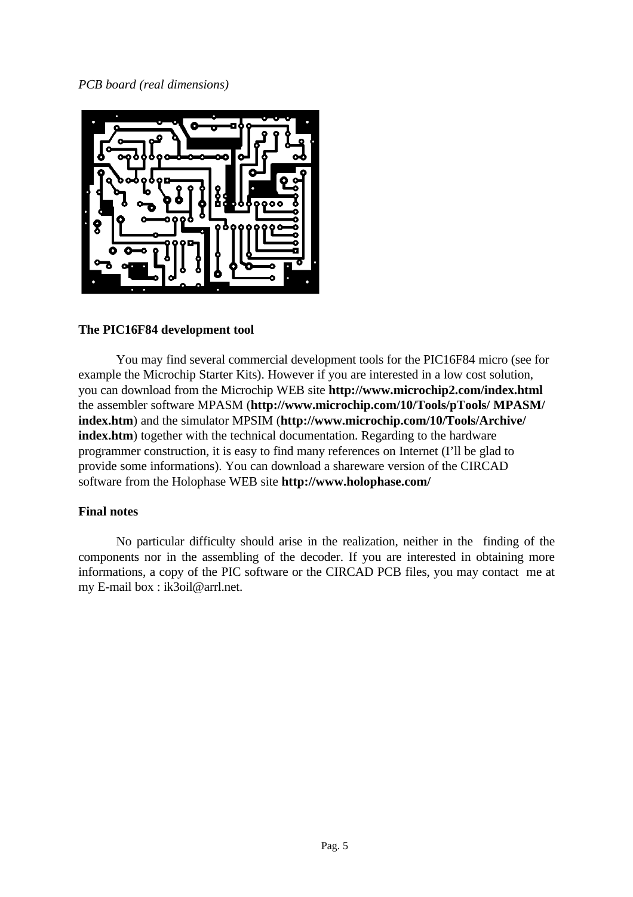*PCB board (real dimensions)*

**The PIC16F84 development tool**

You may find several commercial development tools for the PIC16F84 micro (see for example the Microchip Starter Kits). However if you are interested in a low cost solution, you can download from the Microchip WEB site **http://www.microchip2.com/index.html** the assembler software MPASM (**http://www.microchip.com/10/Tools/pTools/ MPASM/ index.htm**) and the simulator MPSIM (**http://www.microchip.com/10/Tools/Archive/ index.htm**) together with the technical documentation. Regarding to the hardware programmer construction, it is easy to find many references on Internet (I'll be glad to provide some informations). You can download a shareware version of the CIRCAD software from the Holophase WEB site **http://www.holophase.com/**

**Final notes**

No particular difficulty should arise in the realization, neither in the finding of the components nor in the assembling of the decoder. If you are interested in obtaining more informations, a copy of the PIC software or the CIRCAD PCB files, you may contact me at my E-mail box : ik3oil@arrl.net.